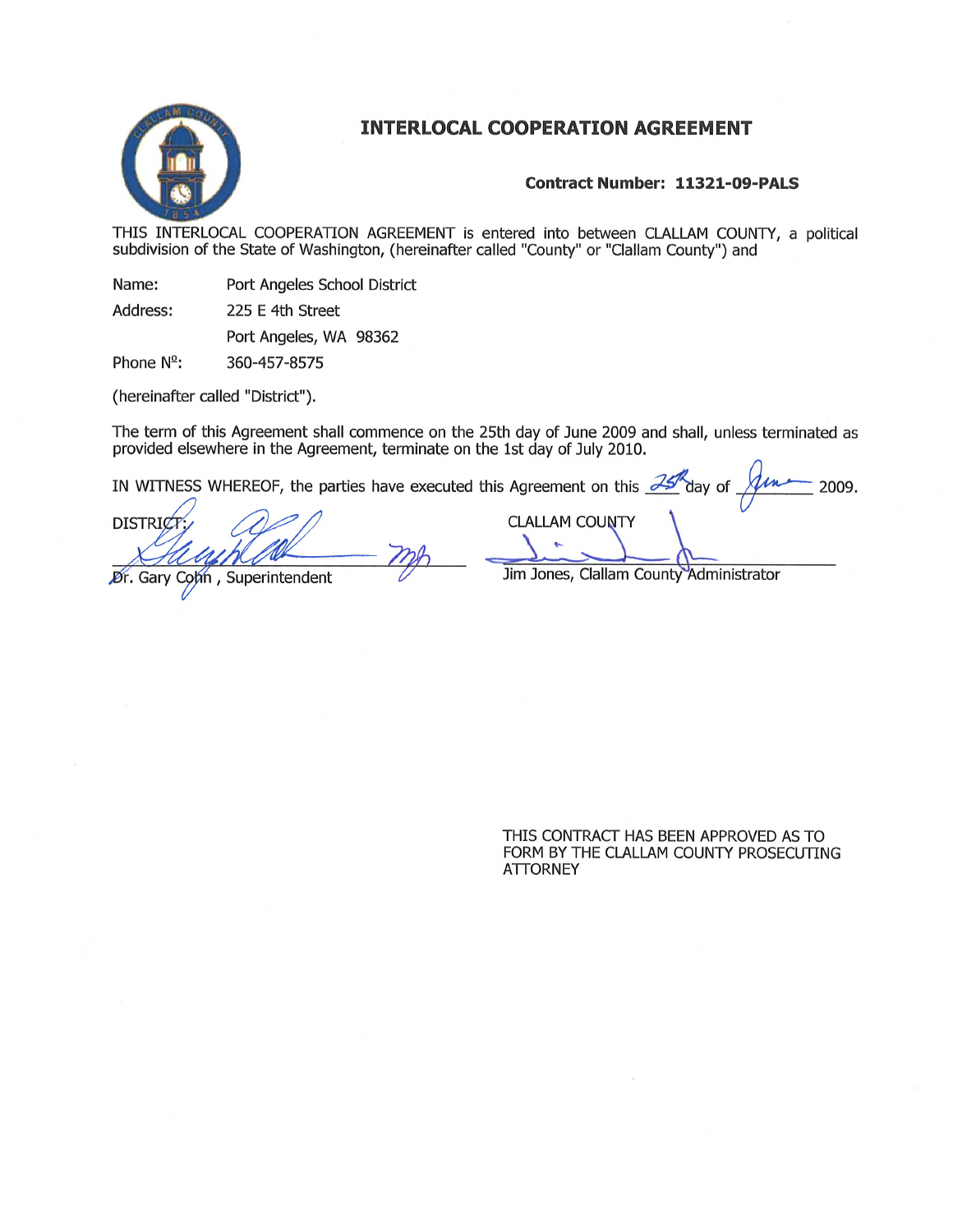# INTERLOCAL COOPERATION AGREEMENT

**Contract Number: 11321-09-PALS**

THIS INTERLOCAL COOPERATION AGREEMENT is entered into between CLALLAM COUNTY, a political subdivision of the State of Washington, (hereinafter called "County" or "Clallam County") and

| | |
|---|---|
| Name: | Port Angeles School District |
| Address: | 225 E 4th Street |
| | Port Angeles, WA 98362 |
| Phone Nº: | 360-457-8575 |

(hereinafter called "District").

The term of this Agreement shall commence on the 25th day of June 2009 and shall, unless terminated as provided elsewhere in the Agreement, terminate on the 1st day of July 2010.

IN WITNESS WHEREOF, the parties have executed this Agreement on this 25th day of June 2009.

DISTRICT:

Dr. Gary Cohn, Superintendent

CLALLAM COUNTY

Jim Jones, Clallam County Administrator

THIS CONTRACT HAS BEEN APPROVED AS TO FORM BY THE CLALLAM COUNTY PROSECUTING ATTORNEY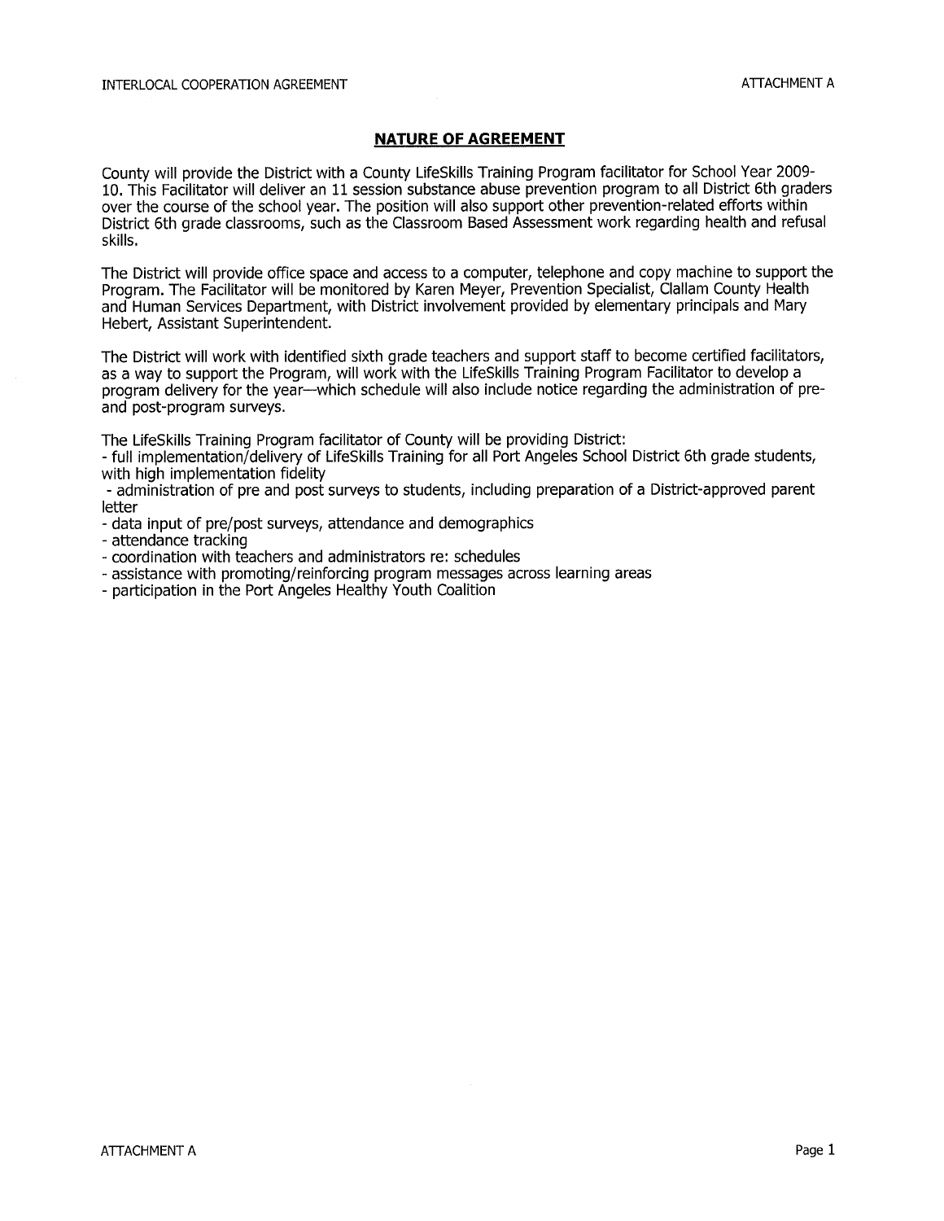## NATURE OF AGREEMENT

County will provide the District with a County LifeSkills Training Program facilitator for School Year 2009-10. This Facilitator will deliver an 11 session substance abuse prevention program to all District 6th graders over the course of the school year. The position will also support other prevention-related efforts within District 6th grade classrooms, such as the Classroom Based Assessment work regarding health and refusal skills.

The District will provide office space and access to a computer, telephone and copy machine to support the Program. The Facilitator will be monitored by Karen Meyer, Prevention Specialist, Clallam County Health and Human Services Department, with District involvement provided by elementary principals and Mary Hebert, Assistant Superintendent.

The District will work with identified sixth grade teachers and support staff to become certified facilitators, as a way to support the Program, will work with the LifeSkills Training Program Facilitator to develop a program delivery for the year—which schedule will also include notice regarding the administration of pre- and post-program surveys.

The LifeSkills Training Program facilitator of County will be providing District:

- full implementation/delivery of LifeSkills Training for all Port Angeles School District 6th grade students, with high implementation fidelity
- administration of pre and post surveys to students, including preparation of a District-approved parent letter
- data input of pre/post surveys, attendance and demographics
- attendance tracking
- coordination with teachers and administrators re: schedules
- assistance with promoting/reinforcing program messages across learning areas
- participation in the Port Angeles Healthy Youth Coalition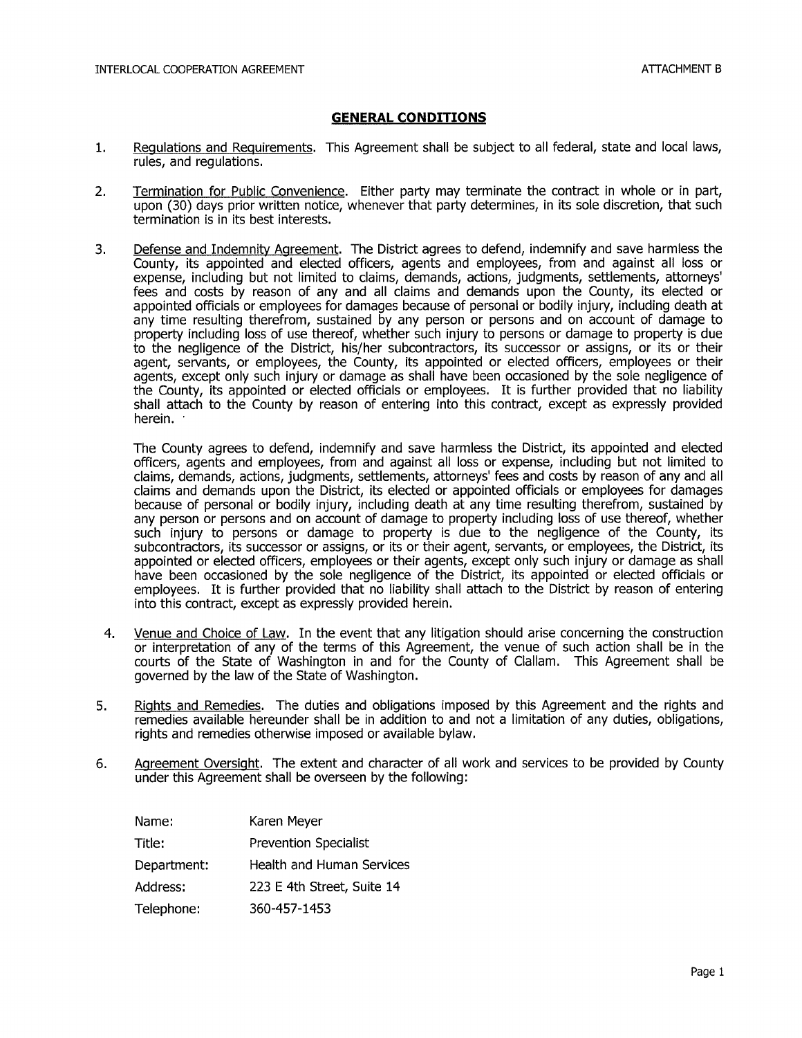## GENERAL CONDITIONS

1. Regulations and Requirements. This Agreement shall be subject to all federal, state and local laws, rules, and regulations.

2. Termination for Public Convenience. Either party may terminate the contract in whole or in part, upon (30) days prior written notice, whenever that party determines, in its sole discretion, that such termination is in its best interests.

3. Defense and Indemnity Agreement. The District agrees to defend, indemnify and save harmless the County, its appointed and elected officers, agents and employees, from and against all loss or expense, including but not limited to claims, demands, actions, judgments, settlements, attorneys' fees and costs by reason of any and all claims and demands upon the County, its elected or appointed officials or employees for damages because of personal or bodily injury, including death at any time resulting therefrom, sustained by any person or persons and on account of damage to property including loss of use thereof, whether such injury to persons or damage to property is due to the negligence of the District, his/her subcontractors, its successor or assigns, or its or their agent, servants, or employees, the County, its appointed or elected officers, employees or their agents, except only such injury or damage as shall have been occasioned by the sole negligence of the County, its appointed or elected officials or employees. It is further provided that no liability shall attach to the County by reason of entering into this contract, except as expressly provided herein.

   The County agrees to defend, indemnify and save harmless the District, its appointed and elected officers, agents and employees, from and against all loss or expense, including but not limited to claims, demands, actions, judgments, settlements, attorneys' fees and costs by reason of any and all claims and demands upon the District, its elected or appointed officials or employees for damages because of personal or bodily injury, including death at any time resulting therefrom, sustained by any person or persons and on account of damage to property including loss of use thereof, whether such injury to persons or damage to property is due to the negligence of the County, its subcontractors, its successor or assigns, or its or their agent, servants, or employees, the District, its appointed or elected officers, employees or their agents, except only such injury or damage as shall have been occasioned by the sole negligence of the District, its appointed or elected officials or employees. It is further provided that no liability shall attach to the District by reason of entering into this contract, except as expressly provided herein.

4. Venue and Choice of Law. In the event that any litigation should arise concerning the construction or interpretation of any of the terms of this Agreement, the venue of such action shall be in the courts of the State of Washington in and for the County of Clallam. This Agreement shall be governed by the law of the State of Washington.

5. Rights and Remedies. The duties and obligations imposed by this Agreement and the rights and remedies available hereunder shall be in addition to and not a limitation of any duties, obligations, rights and remedies otherwise imposed or available bylaw.

6. Agreement Oversight. The extent and character of all work and services to be provided by County under this Agreement shall be overseen by the following:

   | | |
   |---|---|
   | Name: | Karen Meyer |
   | Title: | Prevention Specialist |
   | Department: | Health and Human Services |
   | Address: | 223 E 4th Street, Suite 14 |
   | Telephone: | 360-457-1453 |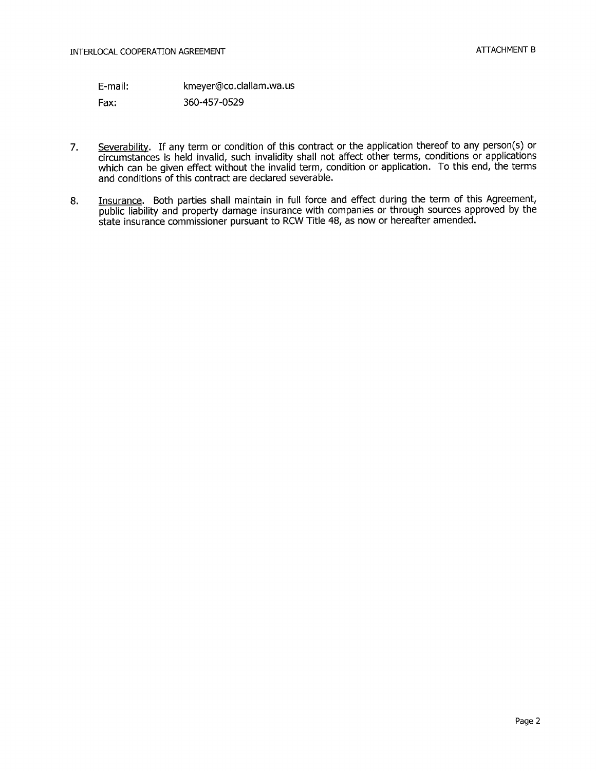E-mail: kmeyer@co.clallam.wa.us

Fax: 360-457-0529

7. Severability. If any term or condition of this contract or the application thereof to any person(s) or circumstances is held invalid, such invalidity shall not affect other terms, conditions or applications which can be given effect without the invalid term, condition or application. To this end, the terms and conditions of this contract are declared severable.

8. Insurance. Both parties shall maintain in full force and effect during the term of this Agreement, public liability and property damage insurance with companies or through sources approved by the state insurance commissioner pursuant to RCW Title 48, as now or hereafter amended.